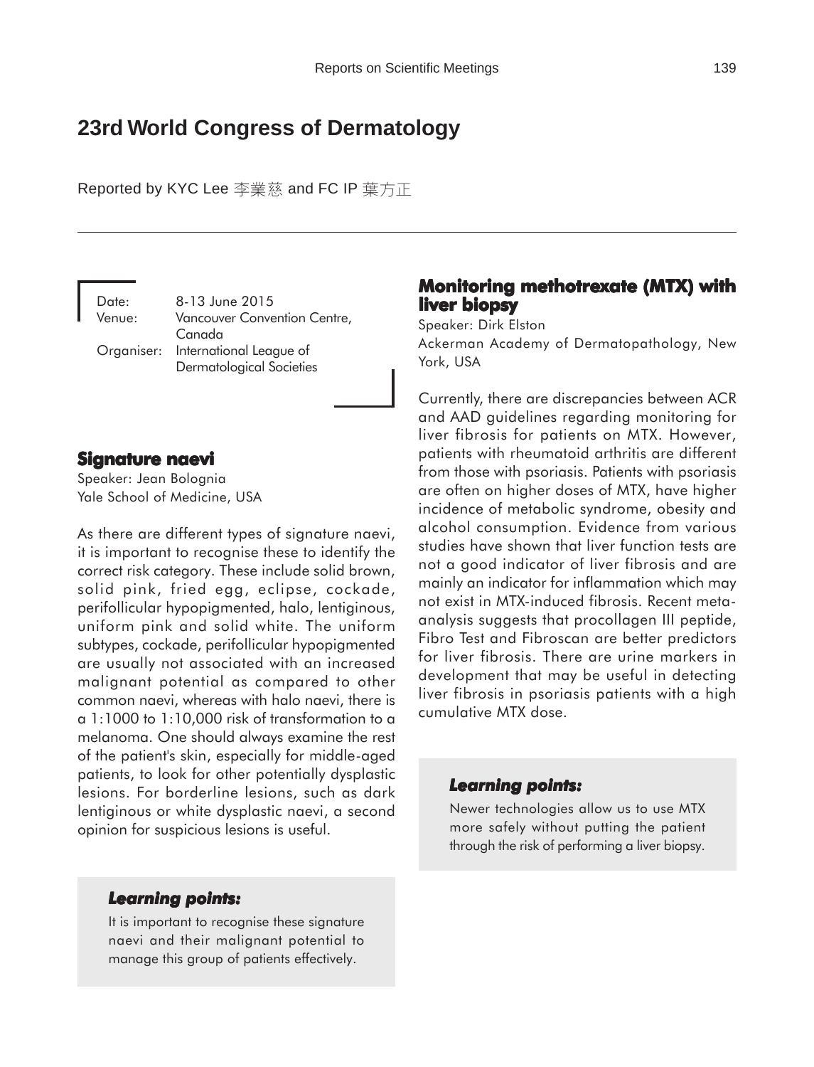# 23rd World Congress of Dermatology

Reported by KYC Lee 李業慈 and FC IP 葉方正

Date: 8-13 June 2015
Venue: Vancouver Convention Centre, Canada
Organiser: International League of Dermatological Societies

## Signature naevi

Speaker: Jean Bolognia
Yale School of Medicine, USA

As there are different types of signature naevi, it is important to recognise these to identify the correct risk category. These include solid brown, solid pink, fried egg, eclipse, cockade, perifollicular hypopigmented, halo, lentiginous, uniform pink and solid white. The uniform subtypes, cockade, perifollicular hypopigmented are usually not associated with an increased malignant potential as compared to other common naevi, whereas with halo naevi, there is a 1:1000 to 1:10,000 risk of transformation to a melanoma. One should always examine the rest of the patient's skin, especially for middle-aged patients, to look for other potentially dysplastic lesions. For borderline lesions, such as dark lentiginous or white dysplastic naevi, a second opinion for suspicious lesions is useful.

***Learning points:***

It is important to recognise these signature naevi and their malignant potential to manage this group of patients effectively.

## Monitoring methotrexate (MTX) with liver biopsy

Speaker: Dirk Elston
Ackerman Academy of Dermatopathology, New York, USA

Currently, there are discrepancies between ACR and AAD guidelines regarding monitoring for liver fibrosis for patients on MTX. However, patients with rheumatoid arthritis are different from those with psoriasis. Patients with psoriasis are often on higher doses of MTX, have higher incidence of metabolic syndrome, obesity and alcohol consumption. Evidence from various studies have shown that liver function tests are not a good indicator of liver fibrosis and are mainly an indicator for inflammation which may not exist in MTX-induced fibrosis. Recent meta-analysis suggests that procollagen III peptide, Fibro Test and Fibroscan are better predictors for liver fibrosis. There are urine markers in development that may be useful in detecting liver fibrosis in psoriasis patients with a high cumulative MTX dose.

***Learning points:***

Newer technologies allow us to use MTX more safely without putting the patient through the risk of performing a liver biopsy.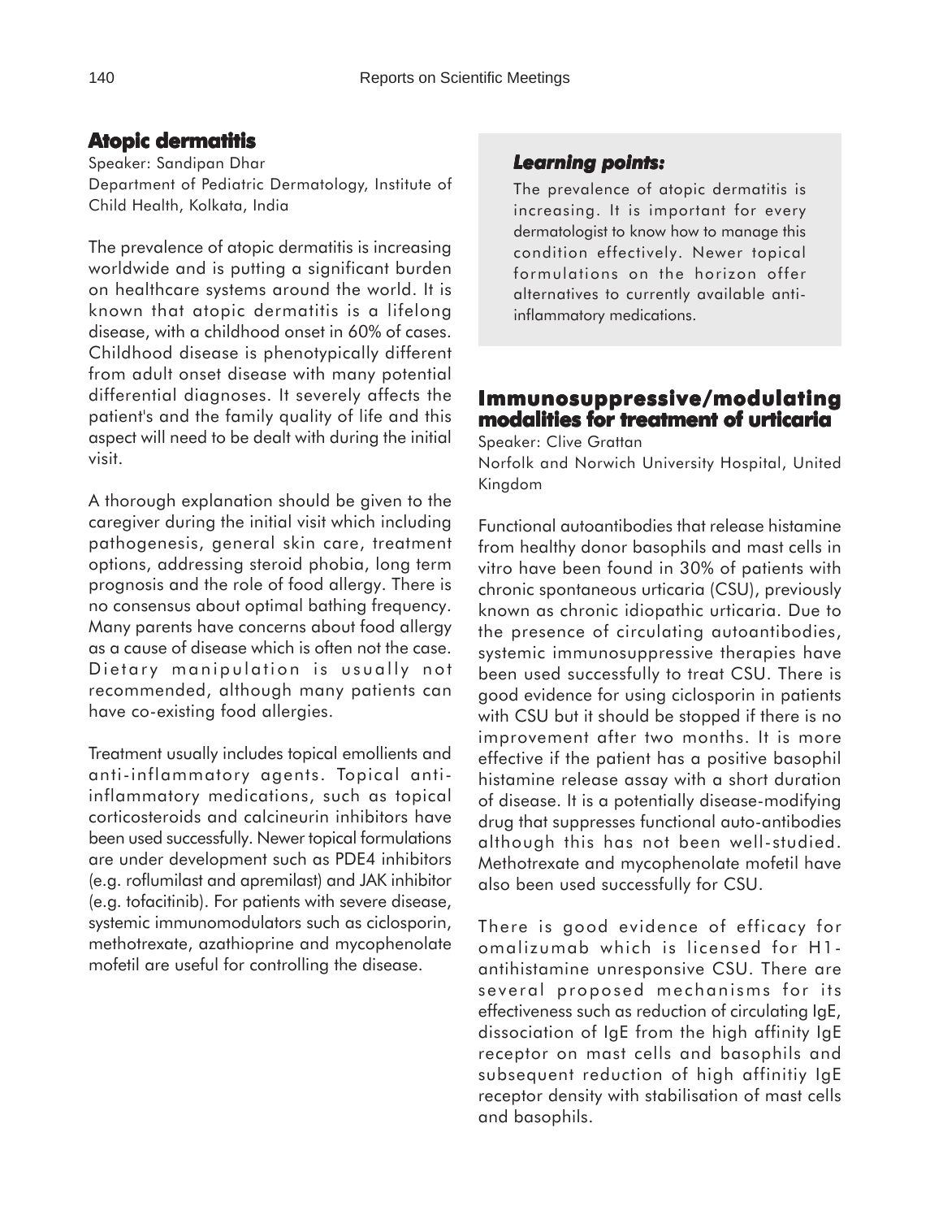## Atopic dermatitis

Speaker: Sandipan Dhar
Department of Pediatric Dermatology, Institute of Child Health, Kolkata, India

The prevalence of atopic dermatitis is increasing worldwide and is putting a significant burden on healthcare systems around the world. It is known that atopic dermatitis is a lifelong disease, with a childhood onset in 60% of cases. Childhood disease is phenotypically different from adult onset disease with many potential differential diagnoses. It severely affects the patient's and the family quality of life and this aspect will need to be dealt with during the initial visit.

A thorough explanation should be given to the caregiver during the initial visit which including pathogenesis, general skin care, treatment options, addressing steroid phobia, long term prognosis and the role of food allergy. There is no consensus about optimal bathing frequency. Many parents have concerns about food allergy as a cause of disease which is often not the case. Dietary manipulation is usually not recommended, although many patients can have co-existing food allergies.

Treatment usually includes topical emollients and anti-inflammatory agents. Topical anti-inflammatory medications, such as topical corticosteroids and calcineurin inhibitors have been used successfully. Newer topical formulations are under development such as PDE4 inhibitors (e.g. roflumilast and apremilast) and JAK inhibitor (e.g. tofacitinib). For patients with severe disease, systemic immunomodulators such as ciclosporin, methotrexate, azathioprine and mycophenolate mofetil are useful for controlling the disease.

> ***Learning points:***
>
> The prevalence of atopic dermatitis is increasing. It is important for every dermatologist to know how to manage this condition effectively. Newer topical formulations on the horizon offer alternatives to currently available anti-inflammatory medications.

## Immunosuppressive/modulating modalities for treatment of urticaria

Speaker: Clive Grattan
Norfolk and Norwich University Hospital, United Kingdom

Functional autoantibodies that release histamine from healthy donor basophils and mast cells in vitro have been found in 30% of patients with chronic spontaneous urticaria (CSU), previously known as chronic idiopathic urticaria. Due to the presence of circulating autoantibodies, systemic immunosuppressive therapies have been used successfully to treat CSU. There is good evidence for using ciclosporin in patients with CSU but it should be stopped if there is no improvement after two months. It is more effective if the patient has a positive basophil histamine release assay with a short duration of disease. It is a potentially disease-modifying drug that suppresses functional auto-antibodies although this has not been well-studied. Methotrexate and mycophenolate mofetil have also been used successfully for CSU.

There is good evidence of efficacy for omalizumab which is licensed for H1-antihistamine unresponsive CSU. There are several proposed mechanisms for its effectiveness such as reduction of circulating IgE, dissociation of IgE from the high affinity IgE receptor on mast cells and basophils and subsequent reduction of high affinitiy IgE receptor density with stabilisation of mast cells and basophils.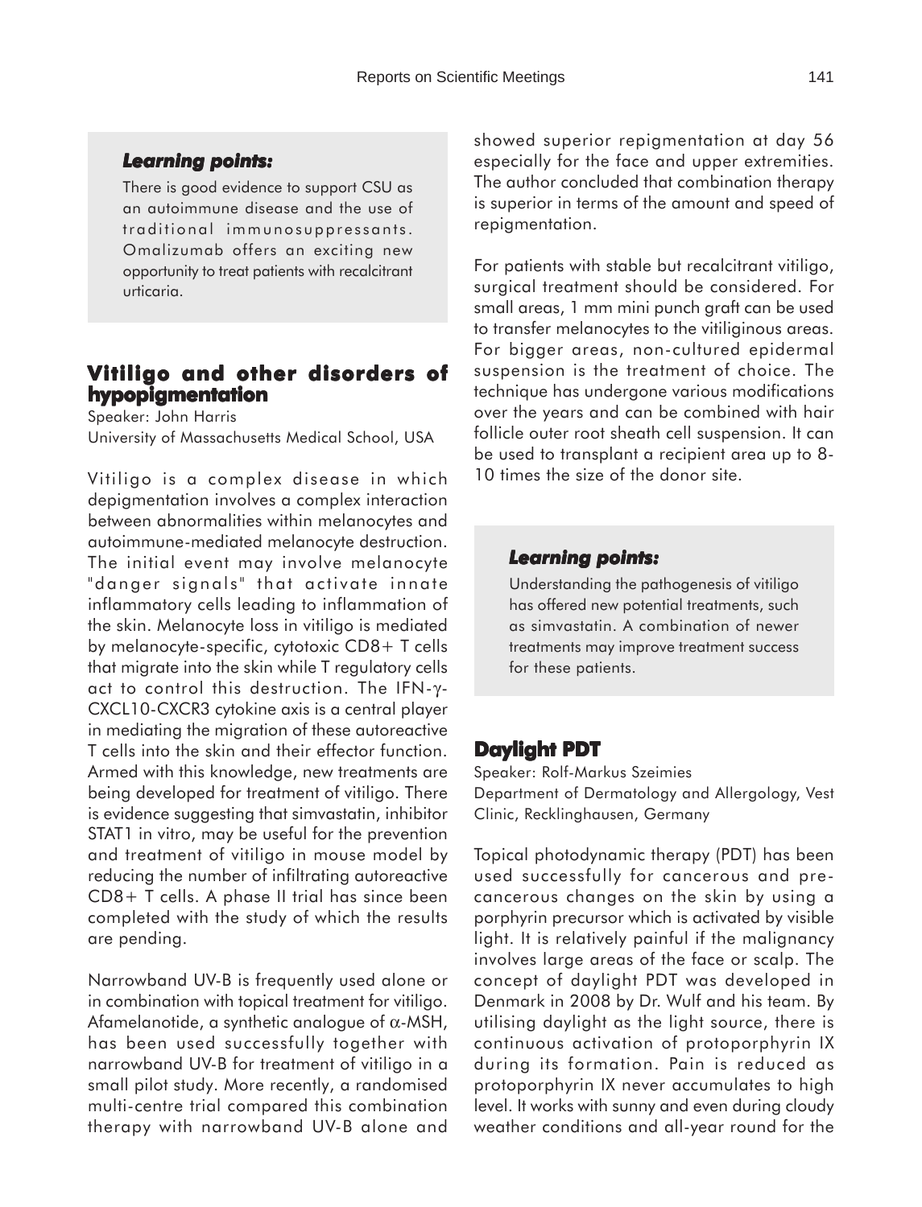### *Learning points:*

There is good evidence to support CSU as an autoimmune disease and the use of traditional immunosuppressants. Omalizumab offers an exciting new opportunity to treat patients with recalcitrant urticaria.

## Vitiligo and other disorders of hypopigmentation

Speaker: John Harris
University of Massachusetts Medical School, USA

Vitiligo is a complex disease in which depigmentation involves a complex interaction between abnormalities within melanocytes and autoimmune-mediated melanocyte destruction. The initial event may involve melanocyte "danger signals" that activate innate inflammatory cells leading to inflammation of the skin. Melanocyte loss in vitiligo is mediated by melanocyte-specific, cytotoxic CD8+ T cells that migrate into the skin while T regulatory cells act to control this destruction. The IFN-$\gamma$-CXCL10-CXCR3 cytokine axis is a central player in mediating the migration of these autoreactive T cells into the skin and their effector function. Armed with this knowledge, new treatments are being developed for treatment of vitiligo. There is evidence suggesting that simvastatin, inhibitor STAT1 in vitro, may be useful for the prevention and treatment of vitiligo in mouse model by reducing the number of infiltrating autoreactive CD8+ T cells. A phase II trial has since been completed with the study of which the results are pending.

Narrowband UV-B is frequently used alone or in combination with topical treatment for vitiligo. Afamelanotide, a synthetic analogue of $\alpha$-MSH, has been used successfully together with narrowband UV-B for treatment of vitiligo in a small pilot study. More recently, a randomised multi-centre trial compared this combination therapy with narrowband UV-B alone and showed superior repigmentation at day 56 especially for the face and upper extremities. The author concluded that combination therapy is superior in terms of the amount and speed of repigmentation.

For patients with stable but recalcitrant vitiligo, surgical treatment should be considered. For small areas, 1 mm mini punch graft can be used to transfer melanocytes to the vitiliginous areas. For bigger areas, non-cultured epidermal suspension is the treatment of choice. The technique has undergone various modifications over the years and can be combined with hair follicle outer root sheath cell suspension. It can be used to transplant a recipient area up to 8-10 times the size of the donor site.

### *Learning points:*

Understanding the pathogenesis of vitiligo has offered new potential treatments, such as simvastatin. A combination of newer treatments may improve treatment success for these patients.

## Daylight PDT

Speaker: Rolf-Markus Szeimies
Department of Dermatology and Allergology, Vest Clinic, Recklinghausen, Germany

Topical photodynamic therapy (PDT) has been used successfully for cancerous and pre-cancerous changes on the skin by using a porphyrin precursor which is activated by visible light. It is relatively painful if the malignancy involves large areas of the face or scalp. The concept of daylight PDT was developed in Denmark in 2008 by Dr. Wulf and his team. By utilising daylight as the light source, there is continuous activation of protoporphyrin IX during its formation. Pain is reduced as protoporphyrin IX never accumulates to high level. It works with sunny and even during cloudy weather conditions and all-year round for the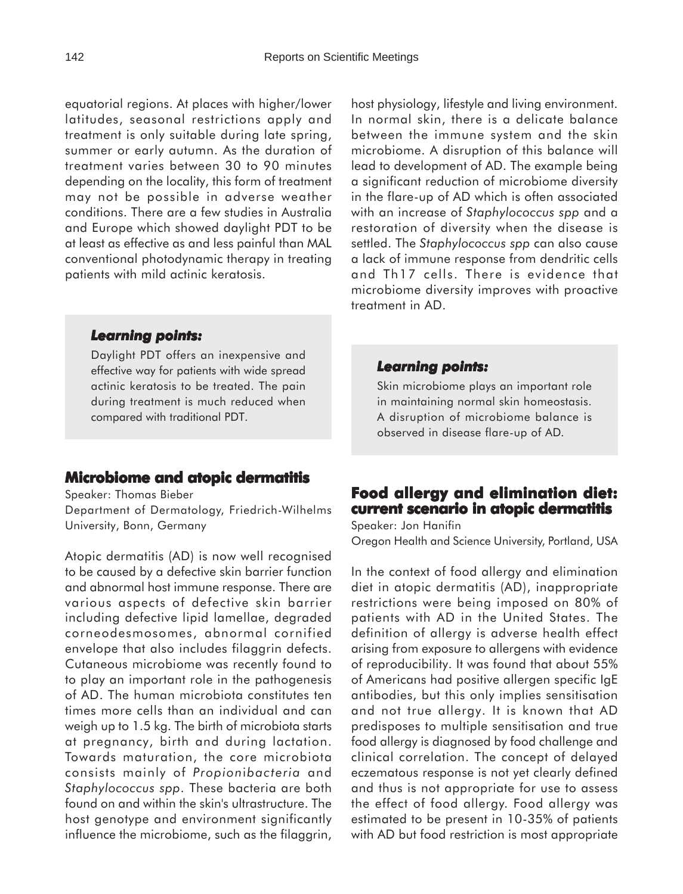equatorial regions. At places with higher/lower latitudes, seasonal restrictions apply and treatment is only suitable during late spring, summer or early autumn. As the duration of treatment varies between 30 to 90 minutes depending on the locality, this form of treatment may not be possible in adverse weather conditions. There are a few studies in Australia and Europe which showed daylight PDT to be at least as effective as and less painful than MAL conventional photodynamic therapy in treating patients with mild actinic keratosis.

***Learning points:***

Daylight PDT offers an inexpensive and effective way for patients with wide spread actinic keratosis to be treated. The pain during treatment is much reduced when compared with traditional PDT.

## Microbiome and atopic dermatitis

Speaker: Thomas Bieber
Department of Dermatology, Friedrich-Wilhelms University, Bonn, Germany

Atopic dermatitis (AD) is now well recognised to be caused by a defective skin barrier function and abnormal host immune response. There are various aspects of defective skin barrier including defective lipid lamellae, degraded corneodesmosomes, abnormal cornified envelope that also includes filaggrin defects. Cutaneous microbiome was recently found to to play an important role in the pathogenesis of AD. The human microbiota constitutes ten times more cells than an individual and can weigh up to 1.5 kg. The birth of microbiota starts at pregnancy, birth and during lactation. Towards maturation, the core microbiota consists mainly of *Propionibacteria* and *Staphylococcus spp*. These bacteria are both found on and within the skin's ultrastructure. The host genotype and environment significantly influence the microbiome, such as the filaggrin, host physiology, lifestyle and living environment. In normal skin, there is a delicate balance between the immune system and the skin microbiome. A disruption of this balance will lead to development of AD. The example being a significant reduction of microbiome diversity in the flare-up of AD which is often associated with an increase of *Staphylococcus spp* and a restoration of diversity when the disease is settled. The *Staphylococcus spp* can also cause a lack of immune response from dendritic cells and Th17 cells. There is evidence that microbiome diversity improves with proactive treatment in AD.

***Learning points:***

Skin microbiome plays an important role in maintaining normal skin homeostasis. A disruption of microbiome balance is observed in disease flare-up of AD.

## Food allergy and elimination diet: current scenario in atopic dermatitis

Speaker: Jon Hanifin
Oregon Health and Science University, Portland, USA

In the context of food allergy and elimination diet in atopic dermatitis (AD), inappropriate restrictions were being imposed on 80% of patients with AD in the United States. The definition of allergy is adverse health effect arising from exposure to allergens with evidence of reproducibility. It was found that about 55% of Americans had positive allergen specific IgE antibodies, but this only implies sensitisation and not true allergy. It is known that AD predisposes to multiple sensitisation and true food allergy is diagnosed by food challenge and clinical correlation. The concept of delayed eczematous response is not yet clearly defined and thus is not appropriate for use to assess the effect of food allergy. Food allergy was estimated to be present in 10-35% of patients with AD but food restriction is most appropriate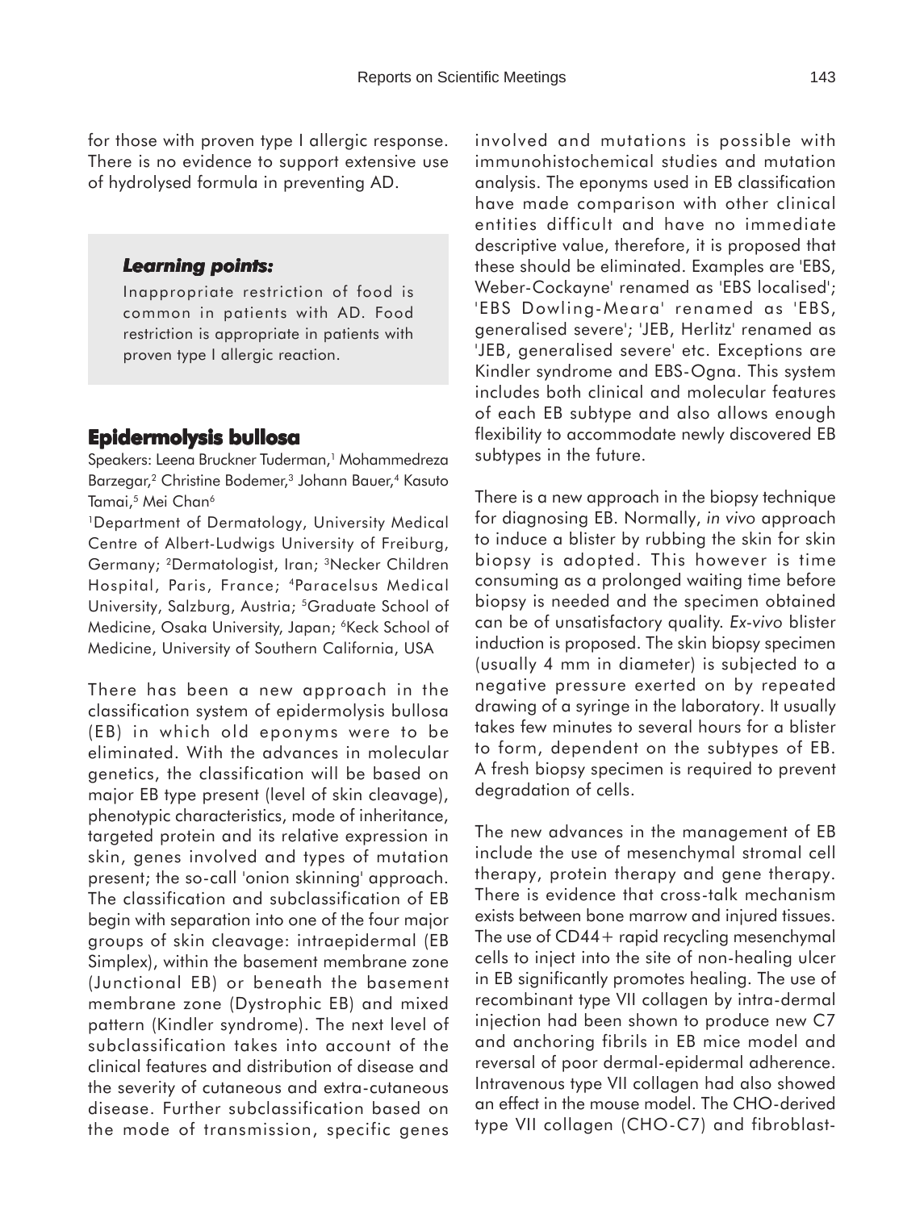for those with proven type I allergic response. There is no evidence to support extensive use of hydrolysed formula in preventing AD.

> ***Learning points:***
>
> Inappropriate restriction of food is common in patients with AD. Food restriction is appropriate in patients with proven type I allergic reaction.

## Epidermolysis bullosa

Speakers: Leena Bruckner Tuderman,[1] Mohammedreza Barzegar,[2] Christine Bodemer,[3] Johann Bauer,[4] Kasuto Tamai,[5] Mei Chan[6]

[1]Department of Dermatology, University Medical Centre of Albert-Ludwigs University of Freiburg, Germany; [2]Dermatologist, Iran; [3]Necker Children Hospital, Paris, France; [4]Paracelsus Medical University, Salzburg, Austria; [5]Graduate School of Medicine, Osaka University, Japan; [6]Keck School of Medicine, University of Southern California, USA

There has been a new approach in the classification system of epidermolysis bullosa (EB) in which old eponyms were to be eliminated. With the advances in molecular genetics, the classification will be based on major EB type present (level of skin cleavage), phenotypic characteristics, mode of inheritance, targeted protein and its relative expression in skin, genes involved and types of mutation present; the so-call 'onion skinning' approach. The classification and subclassification of EB begin with separation into one of the four major groups of skin cleavage: intraepidermal (EB Simplex), within the basement membrane zone (Junctional EB) or beneath the basement membrane zone (Dystrophic EB) and mixed pattern (Kindler syndrome). The next level of subclassification takes into account of the clinical features and distribution of disease and the severity of cutaneous and extra-cutaneous disease. Further subclassification based on the mode of transmission, specific genes involved and mutations is possible with immunohistochemical studies and mutation analysis. The eponyms used in EB classification have made comparison with other clinical entities difficult and have no immediate descriptive value, therefore, it is proposed that these should be eliminated. Examples are 'EBS, Weber-Cockayne' renamed as 'EBS localised'; 'EBS Dowling-Meara' renamed as 'EBS, generalised severe'; 'JEB, Herlitz' renamed as 'JEB, generalised severe' etc. Exceptions are Kindler syndrome and EBS-Ogna. This system includes both clinical and molecular features of each EB subtype and also allows enough flexibility to accommodate newly discovered EB subtypes in the future.

There is a new approach in the biopsy technique for diagnosing EB. Normally, *in vivo* approach to induce a blister by rubbing the skin for skin biopsy is adopted. This however is time consuming as a prolonged waiting time before biopsy is needed and the specimen obtained can be of unsatisfactory quality. *Ex-vivo* blister induction is proposed. The skin biopsy specimen (usually 4 mm in diameter) is subjected to a negative pressure exerted on by repeated drawing of a syringe in the laboratory. It usually takes few minutes to several hours for a blister to form, dependent on the subtypes of EB. A fresh biopsy specimen is required to prevent degradation of cells.

The new advances in the management of EB include the use of mesenchymal stromal cell therapy, protein therapy and gene therapy. There is evidence that cross-talk mechanism exists between bone marrow and injured tissues. The use of CD44+ rapid recycling mesenchymal cells to inject into the site of non-healing ulcer in EB significantly promotes healing. The use of recombinant type VII collagen by intra-dermal injection had been shown to produce new C7 and anchoring fibrils in EB mice model and reversal of poor dermal-epidermal adherence. Intravenous type VII collagen had also showed an effect in the mouse model. The CHO-derived type VII collagen (CHO-C7) and fibroblast-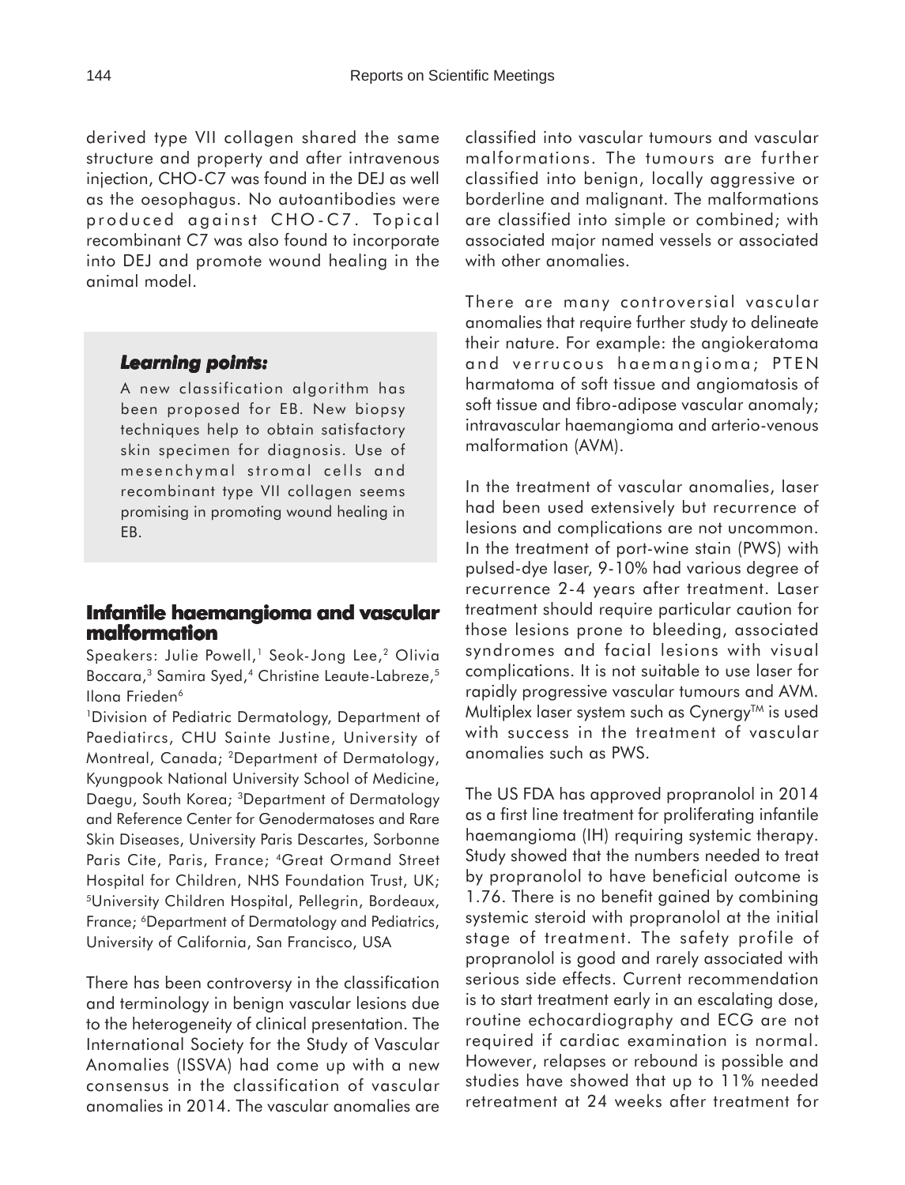derived type VII collagen shared the same structure and property and after intravenous injection, CHO-C7 was found in the DEJ as well as the oesophagus. No autoantibodies were produced against CHO-C7. Topical recombinant C7 was also found to incorporate into DEJ and promote wound healing in the animal model.

> ***Learning points:***
>
> A new classification algorithm has been proposed for EB. New biopsy techniques help to obtain satisfactory skin specimen for diagnosis. Use of mesenchymal stromal cells and recombinant type VII collagen seems promising in promoting wound healing in EB.

## Infantile haemangioma and vascular malformation

Speakers: Julie Powell,[1] Seok-Jong Lee,[2] Olivia Boccara,[3] Samira Syed,[4] Christine Leaute-Labreze,[5] Ilona Frieden[6]

[1]Division of Pediatric Dermatology, Department of Paediatircs, CHU Sainte Justine, University of Montreal, Canada; [2]Department of Dermatology, Kyungpook National University School of Medicine, Daegu, South Korea; [3]Department of Dermatology and Reference Center for Genodermatoses and Rare Skin Diseases, University Paris Descartes, Sorbonne Paris Cite, Paris, France; [4]Great Ormand Street Hospital for Children, NHS Foundation Trust, UK; [5]University Children Hospital, Pellegrin, Bordeaux, France; [6]Department of Dermatology and Pediatrics, University of California, San Francisco, USA

There has been controversy in the classification and terminology in benign vascular lesions due to the heterogeneity of clinical presentation. The International Society for the Study of Vascular Anomalies (ISSVA) had come up with a new consensus in the classification of vascular anomalies in 2014. The vascular anomalies are classified into vascular tumours and vascular malformations. The tumours are further classified into benign, locally aggressive or borderline and malignant. The malformations are classified into simple or combined; with associated major named vessels or associated with other anomalies.

There are many controversial vascular anomalies that require further study to delineate their nature. For example: the angiokeratoma and verrucous haemangioma; PTEN harmatoma of soft tissue and angiomatosis of soft tissue and fibro-adipose vascular anomaly; intravascular haemangioma and arterio-venous malformation (AVM).

In the treatment of vascular anomalies, laser had been used extensively but recurrence of lesions and complications are not uncommon. In the treatment of port-wine stain (PWS) with pulsed-dye laser, 9-10% had various degree of recurrence 2-4 years after treatment. Laser treatment should require particular caution for those lesions prone to bleeding, associated syndromes and facial lesions with visual complications. It is not suitable to use laser for rapidly progressive vascular tumours and AVM. Multiplex laser system such as Cynergy™ is used with success in the treatment of vascular anomalies such as PWS.

The US FDA has approved propranolol in 2014 as a first line treatment for proliferating infantile haemangioma (IH) requiring systemic therapy. Study showed that the numbers needed to treat by propranolol to have beneficial outcome is 1.76. There is no benefit gained by combining systemic steroid with propranolol at the initial stage of treatment. The safety profile of propranolol is good and rarely associated with serious side effects. Current recommendation is to start treatment early in an escalating dose, routine echocardiography and ECG are not required if cardiac examination is normal. However, relapses or rebound is possible and studies have showed that up to 11% needed retreatment at 24 weeks after treatment for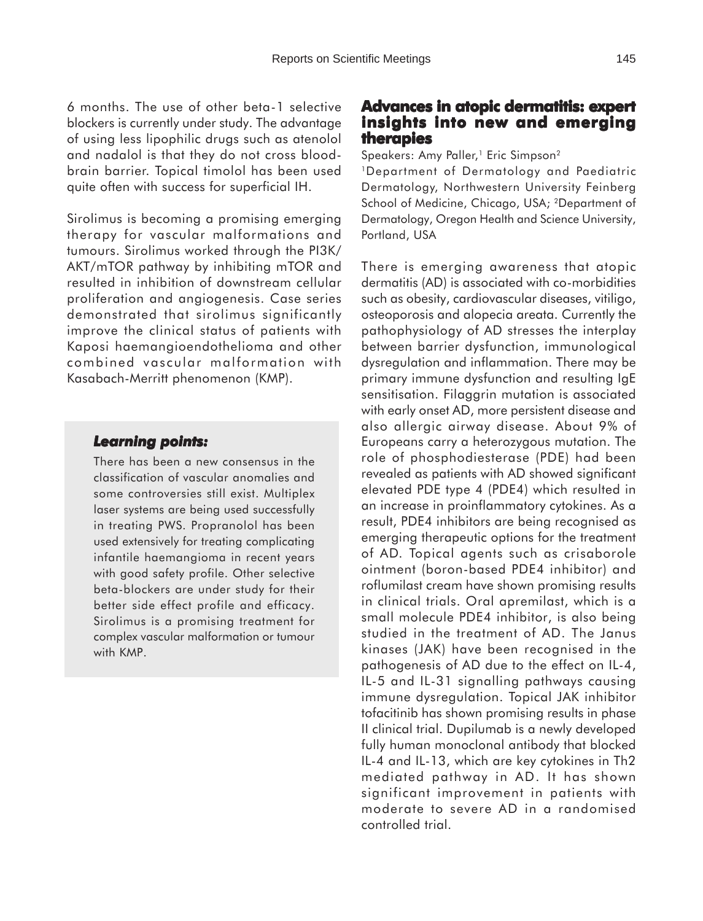6 months. The use of other beta-1 selective blockers is currently under study. The advantage of using less lipophilic drugs such as atenolol and nadalol is that they do not cross blood-brain barrier. Topical timolol has been used quite often with success for superficial IH.

Sirolimus is becoming a promising emerging therapy for vascular malformations and tumours. Sirolimus worked through the PI3K/AKT/mTOR pathway by inhibiting mTOR and resulted in inhibition of downstream cellular proliferation and angiogenesis. Case series demonstrated that sirolimus significantly improve the clinical status of patients with Kaposi haemangioendothelioma and other combined vascular malformation with Kasabach-Merritt phenomenon (KMP).

***Learning points:***

There has been a new consensus in the classification of vascular anomalies and some controversies still exist. Multiplex laser systems are being used successfully in treating PWS. Propranolol has been used extensively for treating complicating infantile haemangioma in recent years with good safety profile. Other selective beta-blockers are under study for their better side effect profile and efficacy. Sirolimus is a promising treatment for complex vascular malformation or tumour with KMP.

## Advances in atopic dermatitis: expert insights into new and emerging therapies

Speakers: Amy Paller,[1] Eric Simpson[2]

[1]Department of Dermatology and Paediatric Dermatology, Northwestern University Feinberg School of Medicine, Chicago, USA; [2]Department of Dermatology, Oregon Health and Science University, Portland, USA

There is emerging awareness that atopic dermatitis (AD) is associated with co-morbidities such as obesity, cardiovascular diseases, vitiligo, osteoporosis and alopecia areata. Currently the pathophysiology of AD stresses the interplay between barrier dysfunction, immunological dysregulation and inflammation. There may be primary immune dysfunction and resulting IgE sensitisation. Filaggrin mutation is associated with early onset AD, more persistent disease and also allergic airway disease. About 9% of Europeans carry a heterozygous mutation. The role of phosphodiesterase (PDE) had been revealed as patients with AD showed significant elevated PDE type 4 (PDE4) which resulted in an increase in proinflammatory cytokines. As a result, PDE4 inhibitors are being recognised as emerging therapeutic options for the treatment of AD. Topical agents such as crisaborole ointment (boron-based PDE4 inhibitor) and roflumilast cream have shown promising results in clinical trials. Oral apremilast, which is a small molecule PDE4 inhibitor, is also being studied in the treatment of AD. The Janus kinases (JAK) have been recognised in the pathogenesis of AD due to the effect on IL-4, IL-5 and IL-31 signalling pathways causing immune dysregulation. Topical JAK inhibitor tofacitinib has shown promising results in phase II clinical trial. Dupilumab is a newly developed fully human monoclonal antibody that blocked IL-4 and IL-13, which are key cytokines in Th2 mediated pathway in AD. It has shown significant improvement in patients with moderate to severe AD in a randomised controlled trial.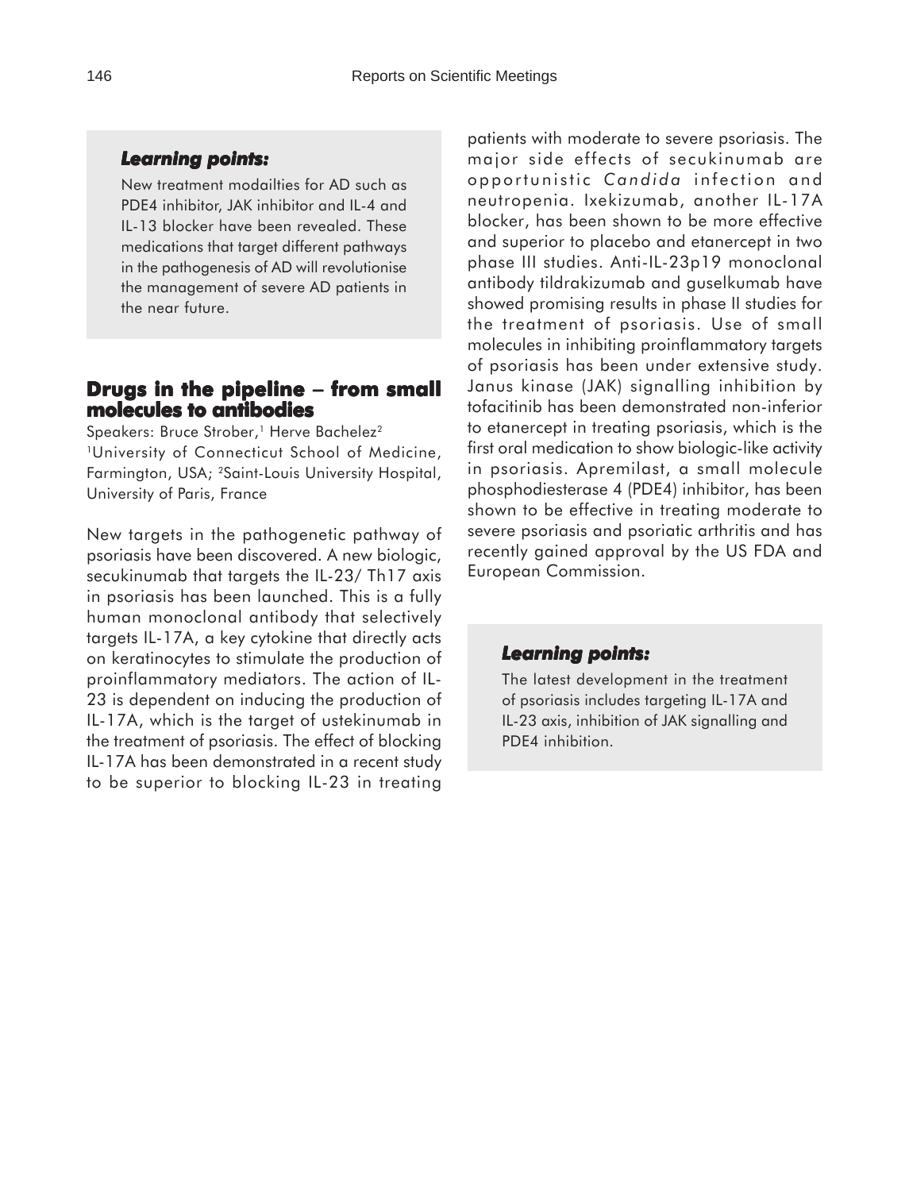### *Learning points:*

New treatment modailties for AD such as PDE4 inhibitor, JAK inhibitor and IL-4 and IL-13 blocker have been revealed. These medications that target different pathways in the pathogenesis of AD will revolutionise the management of severe AD patients in the near future.

## Drugs in the pipeline – from small molecules to antibodies

Speakers: Bruce Strober,[1] Herve Bachelez[2]

[1]University of Connecticut School of Medicine, Farmington, USA; [2]Saint-Louis University Hospital, University of Paris, France

New targets in the pathogenetic pathway of psoriasis have been discovered. A new biologic, secukinumab that targets the IL-23/ Th17 axis in psoriasis has been launched. This is a fully human monoclonal antibody that selectively targets IL-17A, a key cytokine that directly acts on keratinocytes to stimulate the production of proinflammatory mediators. The action of IL-23 is dependent on inducing the production of IL-17A, which is the target of ustekinumab in the treatment of psoriasis. The effect of blocking IL-17A has been demonstrated in a recent study to be superior to blocking IL-23 in treating patients with moderate to severe psoriasis. The major side effects of secukinumab are opportunistic *Candida* infection and neutropenia. Ixekizumab, another IL-17A blocker, has been shown to be more effective and superior to placebo and etanercept in two phase III studies. Anti-IL-23p19 monoclonal antibody tildrakizumab and guselkumab have showed promising results in phase II studies for the treatment of psoriasis. Use of small molecules in inhibiting proinflammatory targets of psoriasis has been under extensive study. Janus kinase (JAK) signalling inhibition by tofacitinib has been demonstrated non-inferior to etanercept in treating psoriasis, which is the first oral medication to show biologic-like activity in psoriasis. Apremilast, a small molecule phosphodiesterase 4 (PDE4) inhibitor, has been shown to be effective in treating moderate to severe psoriasis and psoriatic arthritis and has recently gained approval by the US FDA and European Commission.

### *Learning points:*

The latest development in the treatment of psoriasis includes targeting IL-17A and IL-23 axis, inhibition of JAK signalling and PDE4 inhibition.